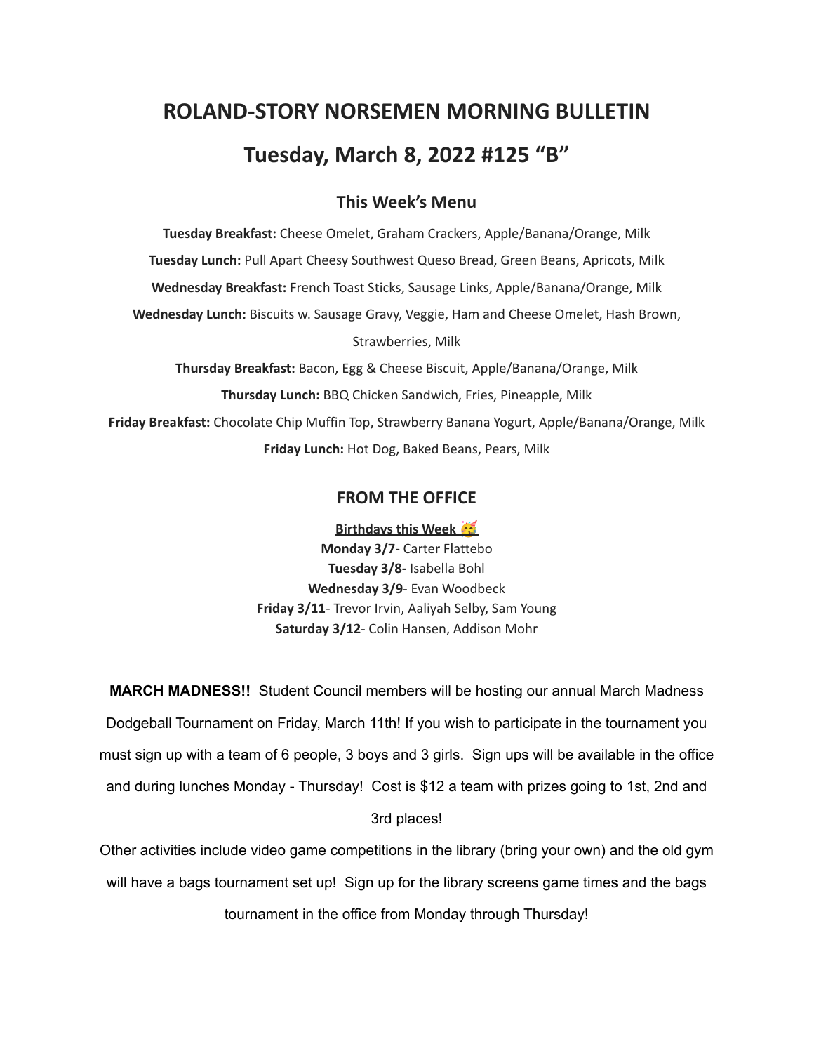# ROLAND-STORY NORSEMEN MORNING BULLETIN

# Tuesday, March 8, 2022 #125 "B"

## This Week's Menu

**Tuesday Breakfast:** Cheese Omelet, Graham Crackers, Apple/Banana/Orange, Milk

**Tuesday Lunch:** Pull Apart Cheesy Southwest Queso Bread, Green Beans, Apricots, Milk

**Wednesday Breakfast:** French Toast Sticks, Sausage Links, Apple/Banana/Orange, Milk

**Wednesday Lunch:** Biscuits w. Sausage Gravy, Veggie, Ham and Cheese Omelet, Hash Brown, Strawberries, Milk

**Thursday Breakfast:** Bacon, Egg & Cheese Biscuit, Apple/Banana/Orange, Milk

**Thursday Lunch:** BBQ Chicken Sandwich, Fries, Pineapple, Milk

**Friday Breakfast:** Chocolate Chip Muffin Top, Strawberry Banana Yogurt, Apple/Banana/Orange, Milk

**Friday Lunch:** Hot Dog, Baked Beans, Pears, Milk

## FROM THE OFFICE

**Birthdays this Week 🥳**

**Monday 3/7-** Carter Flattebo

**Tuesday 3/8-** Isabella Bohl

**Wednesday 3/9**- Evan Woodbeck

**Friday 3/11**- Trevor Irvin, Aaliyah Selby, Sam Young

**Saturday 3/12**- Colin Hansen, Addison Mohr

**MARCH MADNESS!!** Student Council members will be hosting our annual March Madness Dodgeball Tournament on Friday, March 11th! If you wish to participate in the tournament you must sign up with a team of 6 people, 3 boys and 3 girls. Sign ups will be available in the office and during lunches Monday - Thursday! Cost is $12 a team with prizes going to 1st, 2nd and 3rd places!

Other activities include video game competitions in the library (bring your own) and the old gym will have a bags tournament set up! Sign up for the library screens game times and the bags tournament in the office from Monday through Thursday!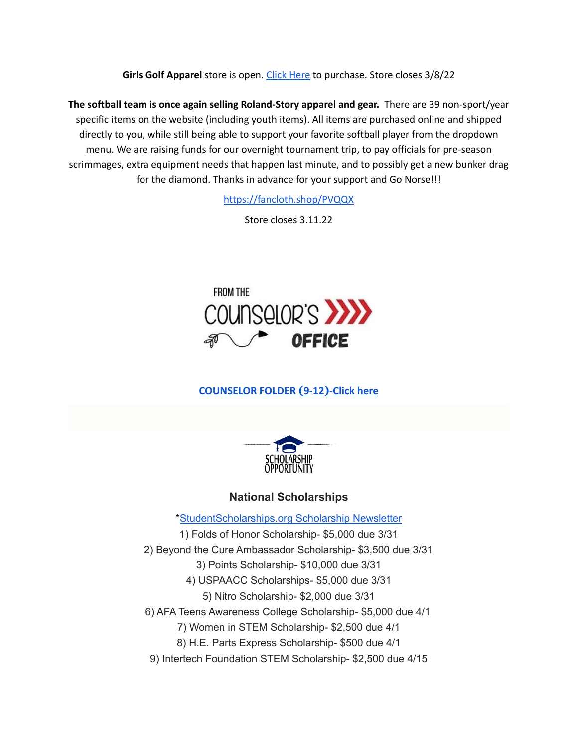**Girls Golf Apparel** store is open. Click Here to purchase. Store closes 3/8/22

**The softball team is once again selling Roland-Story apparel and gear.** There are 39 non-sport/year specific items on the website (including youth items). All items are purchased online and shipped directly to you, while still being able to support your favorite softball player from the dropdown menu. We are raising funds for our overnight tournament trip, to pay officials for pre-season scrimmages, extra equipment needs that happen last minute, and to possibly get a new bunker drag for the diamond. Thanks in advance for your support and Go Norse!!!

https://fancloth.shop/PVQQX

Store closes 3.11.22

FROM THE COUNSELOR'S OFFICE

**COUNSELOR FOLDER (9-12)-Click here**

SCHOLARSHIP OPPORTUNITY

## National Scholarships

*StudentScholarships.org Scholarship Newsletter

1) Folds of Honor Scholarship- $5,000 due 3/31
2) Beyond the Cure Ambassador Scholarship- $3,500 due 3/31
3) Points Scholarship- $10,000 due 3/31
4) USPAACC Scholarships- $5,000 due 3/31
5) Nitro Scholarship- $2,000 due 3/31
6) AFA Teens Awareness College Scholarship- $5,000 due 4/1
7) Women in STEM Scholarship- $2,500 due 4/1
8) H.E. Parts Express Scholarship- $500 due 4/1
9) Intertech Foundation STEM Scholarship- $2,500 due 4/15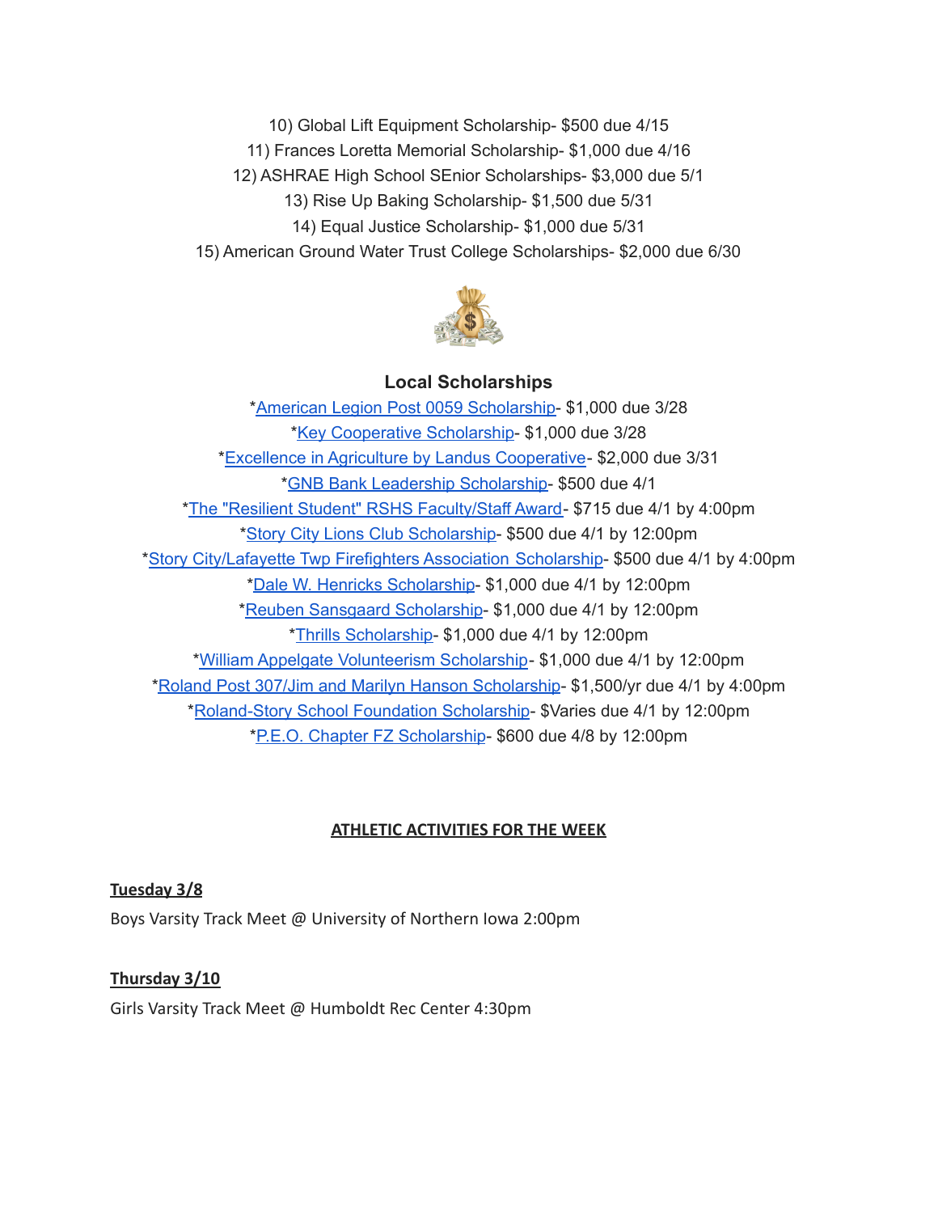10) Global Lift Equipment Scholarship- $500 due 4/15

11) Frances Loretta Memorial Scholarship- $1,000 due 4/16

12) ASHRAE High School SEnior Scholarships- $3,000 due 5/1

13) Rise Up Baking Scholarship- $1,500 due 5/31

14) Equal Justice Scholarship- $1,000 due 5/31

15) American Ground Water Trust College Scholarships- $2,000 due 6/30

### Local Scholarships

*American Legion Post 0059 Scholarship- $1,000 due 3/28

*Key Cooperative Scholarship- $1,000 due 3/28

*Excellence in Agriculture by Landus Cooperative- $2,000 due 3/31

*GNB Bank Leadership Scholarship- $500 due 4/1

*The "Resilient Student" RSHS Faculty/Staff Award- $715 due 4/1 by 4:00pm

*Story City Lions Club Scholarship- $500 due 4/1 by 12:00pm

*Story City/Lafayette Twp Firefighters Association Scholarship- $500 due 4/1 by 4:00pm

*Dale W. Henricks Scholarship- $1,000 due 4/1 by 12:00pm

*Reuben Sansgaard Scholarship- $1,000 due 4/1 by 12:00pm

*Thrills Scholarship- $1,000 due 4/1 by 12:00pm

*William Appelgate Volunteerism Scholarship- $1,000 due 4/1 by 12:00pm

*Roland Post 307/Jim and Marilyn Hanson Scholarship- $1,500/yr due 4/1 by 4:00pm

*Roland-Story School Foundation Scholarship- $Varies due 4/1 by 12:00pm

*P.E.O. Chapter FZ Scholarship- $600 due 4/8 by 12:00pm

## ATHLETIC ACTIVITIES FOR THE WEEK

**Tuesday 3/8**

Boys Varsity Track Meet @ University of Northern Iowa 2:00pm

**Thursday 3/10**

Girls Varsity Track Meet @ Humboldt Rec Center 4:30pm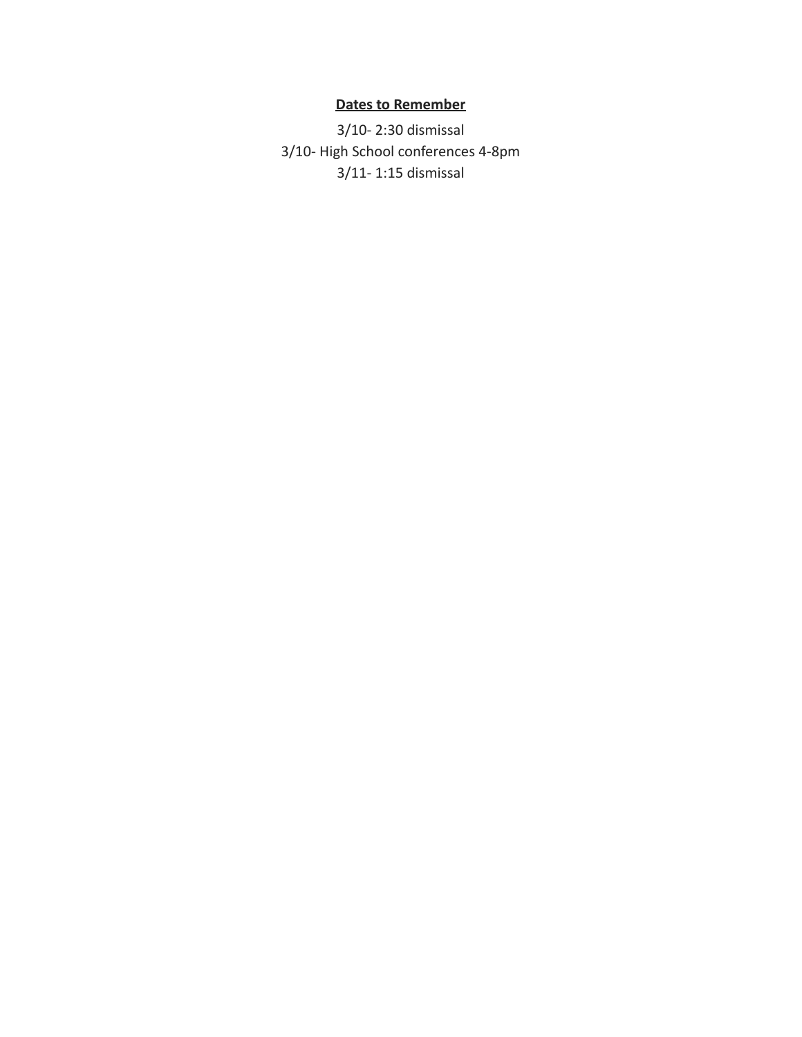**Dates to Remember**

3/10- 2:30 dismissal
3/10- High School conferences 4-8pm
3/11- 1:15 dismissal